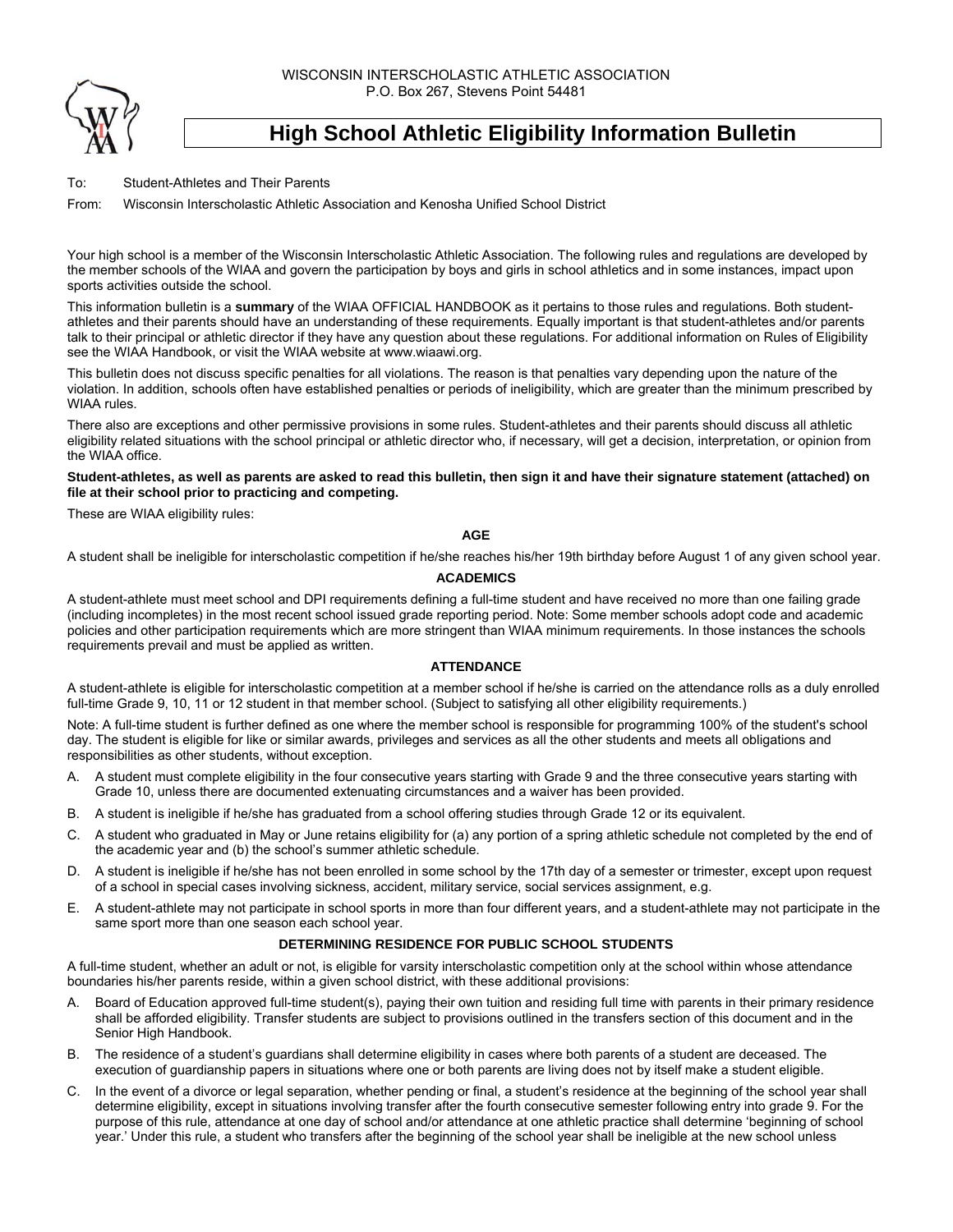WISCONSIN INTERSCHOLASTIC ATHLETIC ASSOCIATION
P.O. Box 267, Stevens Point 54481

# High School Athletic Eligibility Information Bulletin

To: Student-Athletes and Their Parents

From: Wisconsin Interscholastic Athletic Association and Kenosha Unified School District

Your high school is a member of the Wisconsin Interscholastic Athletic Association. The following rules and regulations are developed by the member schools of the WIAA and govern the participation by boys and girls in school athletics and in some instances, impact upon sports activities outside the school.

This information bulletin is a **summary** of the WIAA OFFICIAL HANDBOOK as it pertains to those rules and regulations. Both student-athletes and their parents should have an understanding of these requirements. Equally important is that student-athletes and/or parents talk to their principal or athletic director if they have any question about these regulations. For additional information on Rules of Eligibility see the WIAA Handbook, or visit the WIAA website at www.wiaawi.org.

This bulletin does not discuss specific penalties for all violations. The reason is that penalties vary depending upon the nature of the violation. In addition, schools often have established penalties or periods of ineligibility, which are greater than the minimum prescribed by WIAA rules.

There also are exceptions and other permissive provisions in some rules. Student-athletes and their parents should discuss all athletic eligibility related situations with the school principal or athletic director who, if necessary, will get a decision, interpretation, or opinion from the WIAA office.

**Student-athletes, as well as parents are asked to read this bulletin, then sign it and have their signature statement (attached) on file at their school prior to practicing and competing.**

These are WIAA eligibility rules:

### AGE

A student shall be ineligible for interscholastic competition if he/she reaches his/her 19th birthday before August 1 of any given school year.

### ACADEMICS

A student-athlete must meet school and DPI requirements defining a full-time student and have received no more than one failing grade (including incompletes) in the most recent school issued grade reporting period. Note: Some member schools adopt code and academic policies and other participation requirements which are more stringent than WIAA minimum requirements. In those instances the schools requirements prevail and must be applied as written.

### ATTENDANCE

A student-athlete is eligible for interscholastic competition at a member school if he/she is carried on the attendance rolls as a duly enrolled full-time Grade 9, 10, 11 or 12 student in that member school. (Subject to satisfying all other eligibility requirements.)

Note: A full-time student is further defined as one where the member school is responsible for programming 100% of the student's school day. The student is eligible for like or similar awards, privileges and services as all the other students and meets all obligations and responsibilities as other students, without exception.

A. A student must complete eligibility in the four consecutive years starting with Grade 9 and the three consecutive years starting with Grade 10, unless there are documented extenuating circumstances and a waiver has been provided.

B. A student is ineligible if he/she has graduated from a school offering studies through Grade 12 or its equivalent.

C. A student who graduated in May or June retains eligibility for (a) any portion of a spring athletic schedule not completed by the end of the academic year and (b) the school's summer athletic schedule.

D. A student is ineligible if he/she has not been enrolled in some school by the 17th day of a semester or trimester, except upon request of a school in special cases involving sickness, accident, military service, social services assignment, e.g.

E. A student-athlete may not participate in school sports in more than four different years, and a student-athlete may not participate in the same sport more than one season each school year.

### DETERMINING RESIDENCE FOR PUBLIC SCHOOL STUDENTS

A full-time student, whether an adult or not, is eligible for varsity interscholastic competition only at the school within whose attendance boundaries his/her parents reside, within a given school district, with these additional provisions:

A. Board of Education approved full-time student(s), paying their own tuition and residing full time with parents in their primary residence shall be afforded eligibility. Transfer students are subject to provisions outlined in the transfers section of this document and in the Senior High Handbook.

B. The residence of a student's guardians shall determine eligibility in cases where both parents of a student are deceased. The execution of guardianship papers in situations where one or both parents are living does not by itself make a student eligible.

C. In the event of a divorce or legal separation, whether pending or final, a student's residence at the beginning of the school year shall determine eligibility, except in situations involving transfer after the fourth consecutive semester following entry into grade 9. For the purpose of this rule, attendance at one day of school and/or attendance at one athletic practice shall determine 'beginning of school year.' Under this rule, a student who transfers after the beginning of the school year shall be ineligible at the new school unless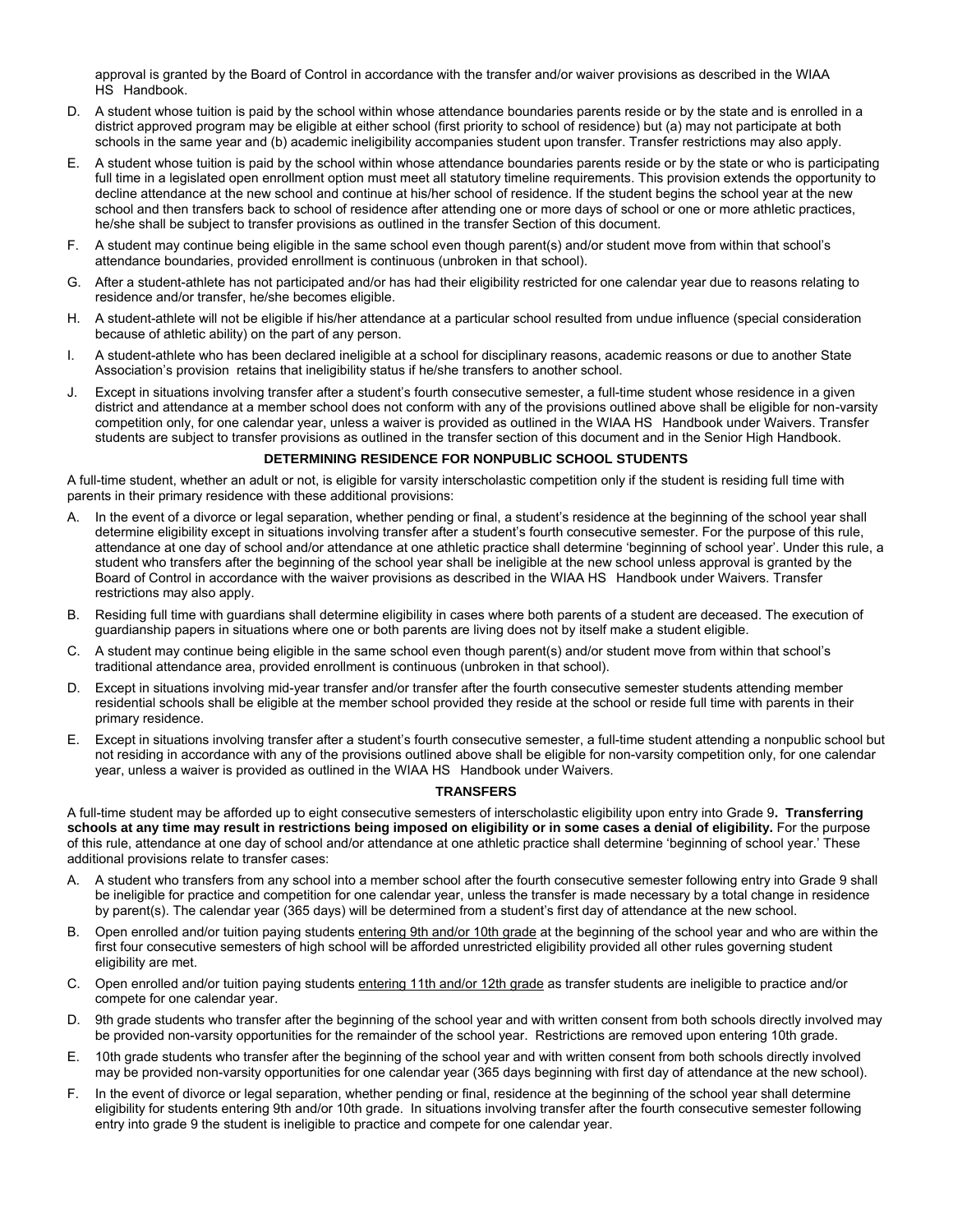approval is granted by the Board of Control in accordance with the transfer and/or waiver provisions as described in the WIAA HS Handbook.

D. A student whose tuition is paid by the school within whose attendance boundaries parents reside or by the state and is enrolled in a district approved program may be eligible at either school (first priority to school of residence) but (a) may not participate at both schools in the same year and (b) academic ineligibility accompanies student upon transfer. Transfer restrictions may also apply.

E. A student whose tuition is paid by the school within whose attendance boundaries parents reside or by the state or who is participating full time in a legislated open enrollment option must meet all statutory timeline requirements. This provision extends the opportunity to decline attendance at the new school and continue at his/her school of residence. If the student begins the school year at the new school and then transfers back to school of residence after attending one or more days of school or one or more athletic practices, he/she shall be subject to transfer provisions as outlined in the transfer Section of this document.

F. A student may continue being eligible in the same school even though parent(s) and/or student move from within that school's attendance boundaries, provided enrollment is continuous (unbroken in that school).

G. After a student-athlete has not participated and/or has had their eligibility restricted for one calendar year due to reasons relating to residence and/or transfer, he/she becomes eligible.

H. A student-athlete will not be eligible if his/her attendance at a particular school resulted from undue influence (special consideration because of athletic ability) on the part of any person.

I. A student-athlete who has been declared ineligible at a school for disciplinary reasons, academic reasons or due to another State Association's provision retains that ineligibility status if he/she transfers to another school.

J. Except in situations involving transfer after a student's fourth consecutive semester, a full-time student whose residence in a given district and attendance at a member school does not conform with any of the provisions outlined above shall be eligible for non-varsity competition only, for one calendar year, unless a waiver is provided as outlined in the WIAA HS Handbook under Waivers. Transfer students are subject to transfer provisions as outlined in the transfer section of this document and in the Senior High Handbook.

## DETERMINING RESIDENCE FOR NONPUBLIC SCHOOL STUDENTS

A full-time student, whether an adult or not, is eligible for varsity interscholastic competition only if the student is residing full time with parents in their primary residence with these additional provisions:

A. In the event of a divorce or legal separation, whether pending or final, a student's residence at the beginning of the school year shall determine eligibility except in situations involving transfer after a student's fourth consecutive semester. For the purpose of this rule, attendance at one day of school and/or attendance at one athletic practice shall determine 'beginning of school year'. Under this rule, a student who transfers after the beginning of the school year shall be ineligible at the new school unless approval is granted by the Board of Control in accordance with the waiver provisions as described in the WIAA HS Handbook under Waivers. Transfer restrictions may also apply.

B. Residing full time with guardians shall determine eligibility in cases where both parents of a student are deceased. The execution of guardianship papers in situations where one or both parents are living does not by itself make a student eligible.

C. A student may continue being eligible in the same school even though parent(s) and/or student move from within that school's traditional attendance area, provided enrollment is continuous (unbroken in that school).

D. Except in situations involving mid-year transfer and/or transfer after the fourth consecutive semester students attending member residential schools shall be eligible at the member school provided they reside at the school or reside full time with parents in their primary residence.

E. Except in situations involving transfer after a student's fourth consecutive semester, a full-time student attending a nonpublic school but not residing in accordance with any of the provisions outlined above shall be eligible for non-varsity competition only, for one calendar year, unless a waiver is provided as outlined in the WIAA HS Handbook under Waivers.

## TRANSFERS

A full-time student may be afforded up to eight consecutive semesters of interscholastic eligibility upon entry into Grade 9**. Transferring schools at any time may result in restrictions being imposed on eligibility or in some cases a denial of eligibility.** For the purpose of this rule, attendance at one day of school and/or attendance at one athletic practice shall determine 'beginning of school year.' These additional provisions relate to transfer cases:

A. A student who transfers from any school into a member school after the fourth consecutive semester following entry into Grade 9 shall be ineligible for practice and competition for one calendar year, unless the transfer is made necessary by a total change in residence by parent(s). The calendar year (365 days) will be determined from a student's first day of attendance at the new school.

B. Open enrolled and/or tuition paying students entering 9th and/or 10th grade at the beginning of the school year and who are within the first four consecutive semesters of high school will be afforded unrestricted eligibility provided all other rules governing student eligibility are met.

C. Open enrolled and/or tuition paying students entering 11th and/or 12th grade as transfer students are ineligible to practice and/or compete for one calendar year.

D. 9th grade students who transfer after the beginning of the school year and with written consent from both schools directly involved may be provided non-varsity opportunities for the remainder of the school year. Restrictions are removed upon entering 10th grade.

E. 10th grade students who transfer after the beginning of the school year and with written consent from both schools directly involved may be provided non-varsity opportunities for one calendar year (365 days beginning with first day of attendance at the new school).

F. In the event of divorce or legal separation, whether pending or final, residence at the beginning of the school year shall determine eligibility for students entering 9th and/or 10th grade. In situations involving transfer after the fourth consecutive semester following entry into grade 9 the student is ineligible to practice and compete for one calendar year.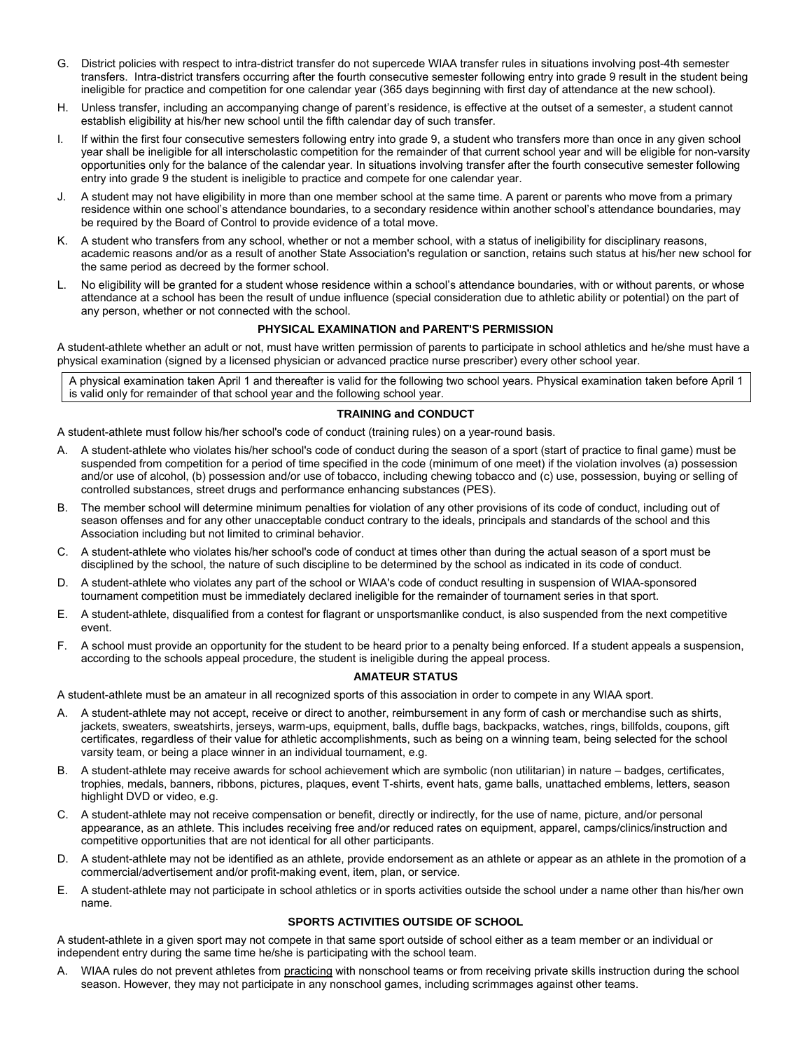G. District policies with respect to intra-district transfer do not supercede WIAA transfer rules in situations involving post-4th semester transfers. Intra-district transfers occurring after the fourth consecutive semester following entry into grade 9 result in the student being ineligible for practice and competition for one calendar year (365 days beginning with first day of attendance at the new school).

H. Unless transfer, including an accompanying change of parent's residence, is effective at the outset of a semester, a student cannot establish eligibility at his/her new school until the fifth calendar day of such transfer.

I. If within the first four consecutive semesters following entry into grade 9, a student who transfers more than once in any given school year shall be ineligible for all interscholastic competition for the remainder of that current school year and will be eligible for non-varsity opportunities only for the balance of the calendar year. In situations involving transfer after the fourth consecutive semester following entry into grade 9 the student is ineligible to practice and compete for one calendar year.

J. A student may not have eligibility in more than one member school at the same time. A parent or parents who move from a primary residence within one school's attendance boundaries, to a secondary residence within another school's attendance boundaries, may be required by the Board of Control to provide evidence of a total move.

K. A student who transfers from any school, whether or not a member school, with a status of ineligibility for disciplinary reasons, academic reasons and/or as a result of another State Association's regulation or sanction, retains such status at his/her new school for the same period as decreed by the former school.

L. No eligibility will be granted for a student whose residence within a school's attendance boundaries, with or without parents, or whose attendance at a school has been the result of undue influence (special consideration due to athletic ability or potential) on the part of any person, whether or not connected with the school.

### PHYSICAL EXAMINATION and PARENT'S PERMISSION

A student-athlete whether an adult or not, must have written permission of parents to participate in school athletics and he/she must have a physical examination (signed by a licensed physician or advanced practice nurse prescriber) every other school year.

A physical examination taken April 1 and thereafter is valid for the following two school years. Physical examination taken before April 1 is valid only for remainder of that school year and the following school year.

### TRAINING and CONDUCT

A student-athlete must follow his/her school's code of conduct (training rules) on a year-round basis.

A. A student-athlete who violates his/her school's code of conduct during the season of a sport (start of practice to final game) must be suspended from competition for a period of time specified in the code (minimum of one meet) if the violation involves (a) possession and/or use of alcohol, (b) possession and/or use of tobacco, including chewing tobacco and (c) use, possession, buying or selling of controlled substances, street drugs and performance enhancing substances (PES).

B. The member school will determine minimum penalties for violation of any other provisions of its code of conduct, including out of season offenses and for any other unacceptable conduct contrary to the ideals, principals and standards of the school and this Association including but not limited to criminal behavior.

C. A student-athlete who violates his/her school's code of conduct at times other than during the actual season of a sport must be disciplined by the school, the nature of such discipline to be determined by the school as indicated in its code of conduct.

D. A student-athlete who violates any part of the school or WIAA's code of conduct resulting in suspension of WIAA-sponsored tournament competition must be immediately declared ineligible for the remainder of tournament series in that sport.

E. A student-athlete, disqualified from a contest for flagrant or unsportsmanlike conduct, is also suspended from the next competitive event.

F. A school must provide an opportunity for the student to be heard prior to a penalty being enforced. If a student appeals a suspension, according to the schools appeal procedure, the student is ineligible during the appeal process.

### AMATEUR STATUS

A student-athlete must be an amateur in all recognized sports of this association in order to compete in any WIAA sport.

A. A student-athlete may not accept, receive or direct to another, reimbursement in any form of cash or merchandise such as shirts, jackets, sweaters, sweatshirts, jerseys, warm-ups, equipment, balls, duffle bags, backpacks, watches, rings, billfolds, coupons, gift certificates, regardless of their value for athletic accomplishments, such as being on a winning team, being selected for the school varsity team, or being a place winner in an individual tournament, e.g.

B. A student-athlete may receive awards for school achievement which are symbolic (non utilitarian) in nature – badges, certificates, trophies, medals, banners, ribbons, pictures, plaques, event T-shirts, event hats, game balls, unattached emblems, letters, season highlight DVD or video, e.g.

C. A student-athlete may not receive compensation or benefit, directly or indirectly, for the use of name, picture, and/or personal appearance, as an athlete. This includes receiving free and/or reduced rates on equipment, apparel, camps/clinics/instruction and competitive opportunities that are not identical for all other participants.

D. A student-athlete may not be identified as an athlete, provide endorsement as an athlete or appear as an athlete in the promotion of a commercial/advertisement and/or profit-making event, item, plan, or service.

E. A student-athlete may not participate in school athletics or in sports activities outside the school under a name other than his/her own name.

### SPORTS ACTIVITIES OUTSIDE OF SCHOOL

A student-athlete in a given sport may not compete in that same sport outside of school either as a team member or an individual or independent entry during the same time he/she is participating with the school team.

A. WIAA rules do not prevent athletes from practicing with nonschool teams or from receiving private skills instruction during the school season. However, they may not participate in any nonschool games, including scrimmages against other teams.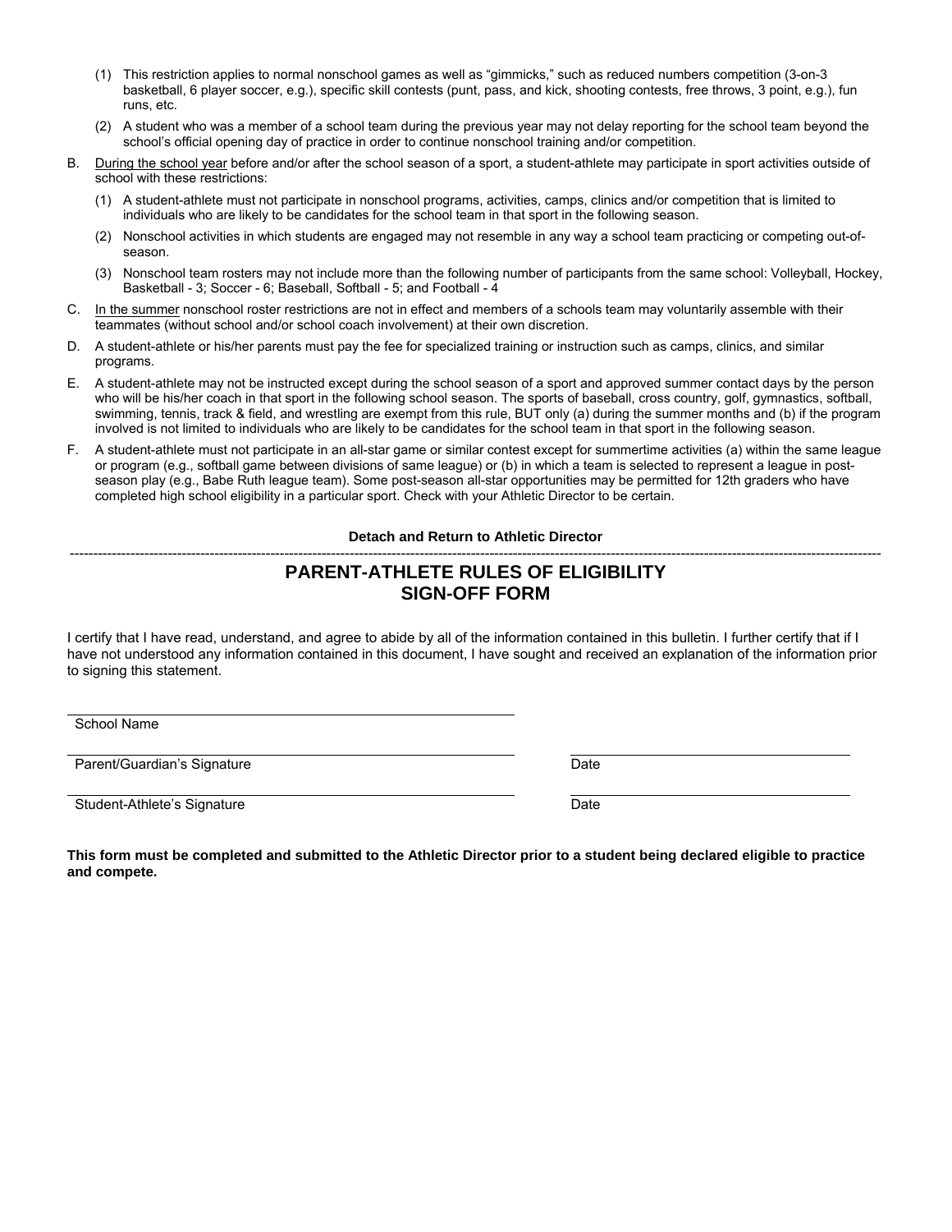(1) This restriction applies to normal nonschool games as well as "gimmicks," such as reduced numbers competition (3-on-3 basketball, 6 player soccer, e.g.), specific skill contests (punt, pass, and kick, shooting contests, free throws, 3 point, e.g.), fun runs, etc.

(2) A student who was a member of a school team during the previous year may not delay reporting for the school team beyond the school's official opening day of practice in order to continue nonschool training and/or competition.

B. During the school year before and/or after the school season of a sport, a student-athlete may participate in sport activities outside of school with these restrictions:

(1) A student-athlete must not participate in nonschool programs, activities, camps, clinics and/or competition that is limited to individuals who are likely to be candidates for the school team in that sport in the following season.

(2) Nonschool activities in which students are engaged may not resemble in any way a school team practicing or competing out-of-season.

(3) Nonschool team rosters may not include more than the following number of participants from the same school: Volleyball, Hockey, Basketball - 3; Soccer - 6; Baseball, Softball - 5; and Football - 4

C. In the summer nonschool roster restrictions are not in effect and members of a schools team may voluntarily assemble with their teammates (without school and/or school coach involvement) at their own discretion.

D. A student-athlete or his/her parents must pay the fee for specialized training or instruction such as camps, clinics, and similar programs.

E. A student-athlete may not be instructed except during the school season of a sport and approved summer contact days by the person who will be his/her coach in that sport in the following school season. The sports of baseball, cross country, golf, gymnastics, softball, swimming, tennis, track & field, and wrestling are exempt from this rule, BUT only (a) during the summer months and (b) if the program involved is not limited to individuals who are likely to be candidates for the school team in that sport in the following season.

F. A student-athlete must not participate in an all-star game or similar contest except for summertime activities (a) within the same league or program (e.g., softball game between divisions of same league) or (b) in which a team is selected to represent a league in post-season play (e.g., Babe Ruth league team). Some post-season all-star opportunities may be permitted for 12th graders who have completed high school eligibility in a particular sport. Check with your Athletic Director to be certain.

**Detach and Return to Athletic Director**

---

# PARENT-ATHLETE RULES OF ELIGIBILITY SIGN-OFF FORM

I certify that I have read, understand, and agree to abide by all of the information contained in this bulletin. I further certify that if I have not understood any information contained in this document, I have sought and received an explanation of the information prior to signing this statement.

______________________________
School Name

______________________________ ______________________
Parent/Guardian's Signature Date

______________________________ ______________________
Student-Athlete's Signature Date

**This form must be completed and submitted to the Athletic Director prior to a student being declared eligible to practice and compete.**